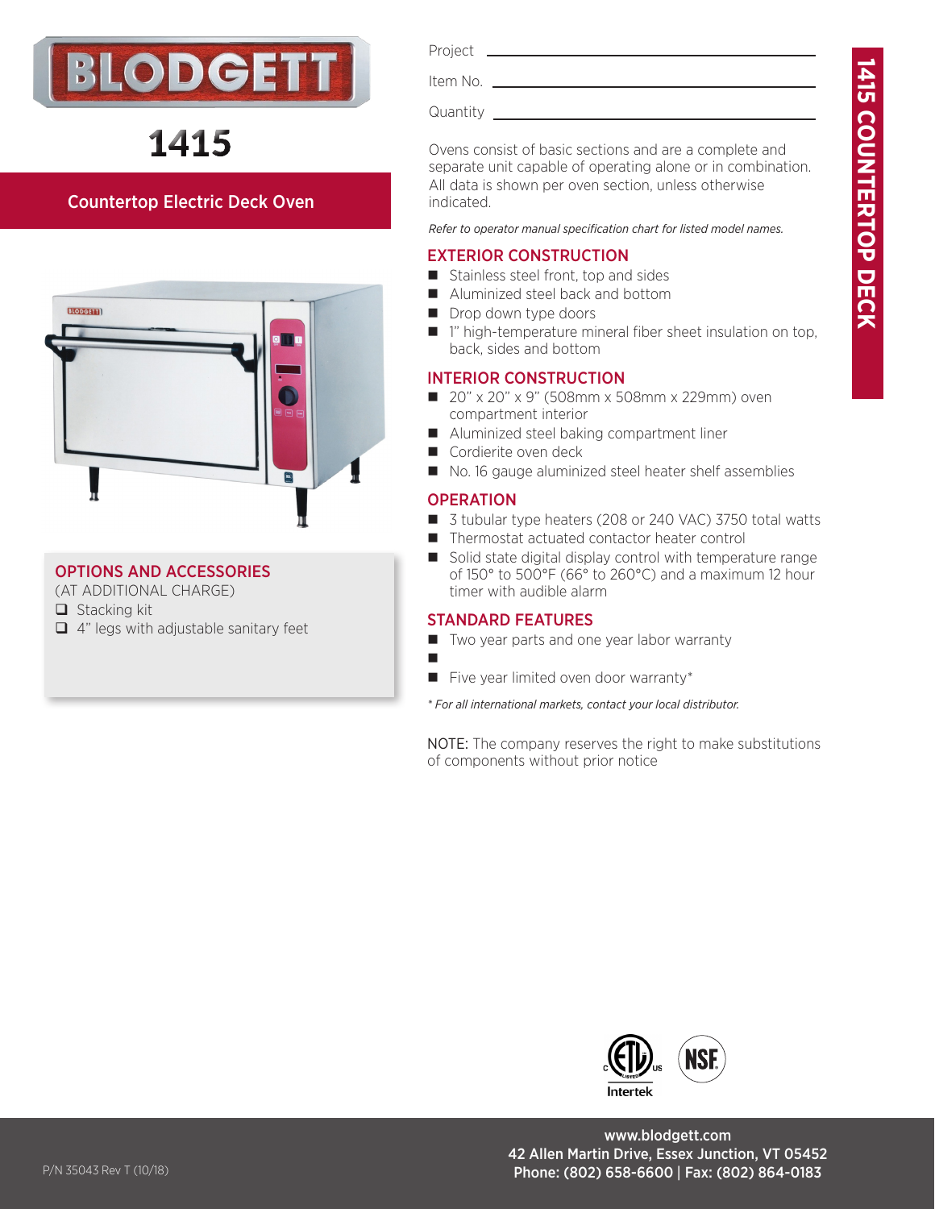# BLODGETT

# 1415

## Countertop Electric Deck Oven

Project ______________________

Item No. ______________________

Quantity ______________________

Ovens consist of basic sections and are a complete and separate unit capable of operating alone or in combination. All data is shown per oven section, unless otherwise indicated.

*Refer to operator manual specification chart for listed model names.*

### EXTERIOR CONSTRUCTION

- Stainless steel front, top and sides
- Aluminized steel back and bottom
- Drop down type doors
- 1" high-temperature mineral fiber sheet insulation on top, back, sides and bottom

### INTERIOR CONSTRUCTION

- 20" x 20" x 9" (508mm x 508mm x 229mm) oven compartment interior
- Aluminized steel baking compartment liner
- Cordierite oven deck
- No. 16 gauge aluminized steel heater shelf assemblies

### OPERATION

- 3 tubular type heaters (208 or 240 VAC) 3750 total watts
- Thermostat actuated contactor heater control
- Solid state digital display control with temperature range of 150° to 500°F (66° to 260°C) and a maximum 12 hour timer with audible alarm

### STANDARD FEATURES

- Two year parts and one year labor warranty
-
- Five year limited oven door warranty*

*\* For all international markets, contact your local distributor.*

NOTE: The company reserves the right to make substitutions of components without prior notice

### OPTIONS AND ACCESSORIES

(AT ADDITIONAL CHARGE)

- ❑ Stacking kit
- ❑ 4" legs with adjustable sanitary feet

1415 COUNTERTOP DECK

Intertek

www.blodgett.com
42 Allen Martin Drive, Essex Junction, VT 05452
Phone: (802) 658-6600 | Fax: (802) 864-0183

P/N 35043 Rev T (10/18)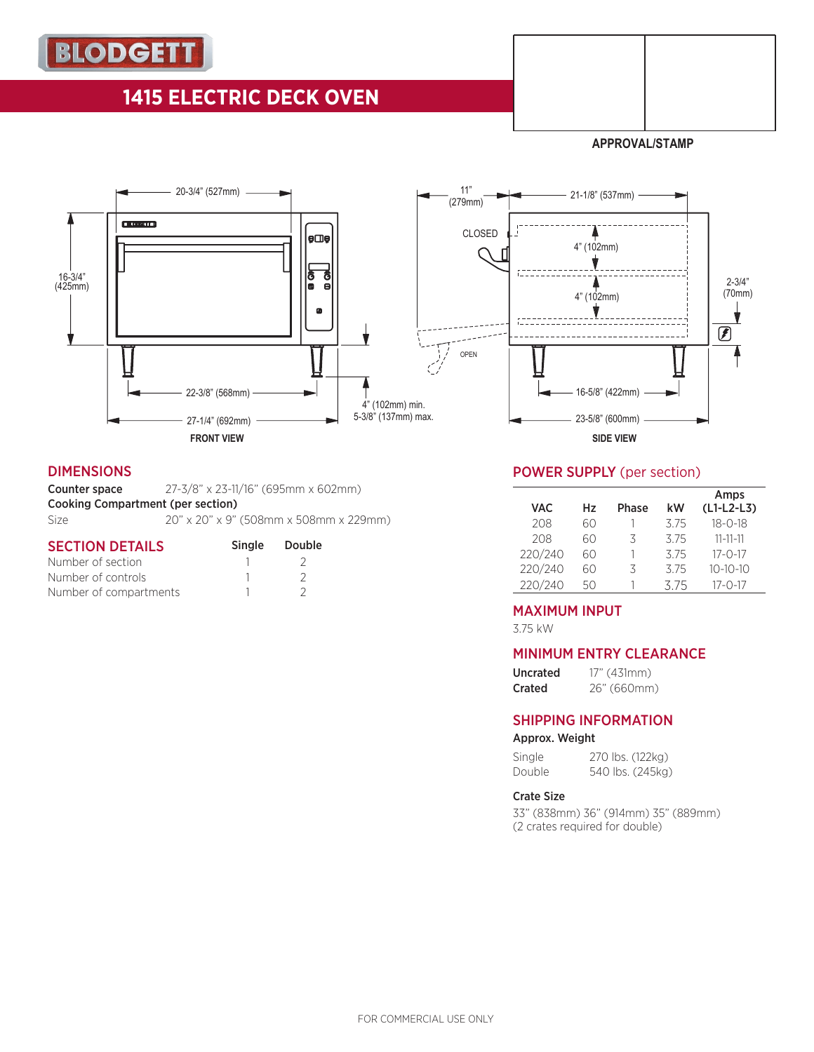# 1415 ELECTRIC DECK OVEN

APPROVAL/STAMP

20-3/4" (527mm)

16-3/4" (425mm)

22-3/8" (568mm)

27-1/4" (692mm)

4" (102mm) min.
5-3/8" (137mm) max.

FRONT VIEW

11" (279mm)

21-1/8" (537mm)

CLOSED

4" (102mm)

4" (102mm)

OPEN

2-3/4" (70mm)

16-5/8" (422mm)

23-5/8" (600mm)

SIDE VIEW

## DIMENSIONS

**Counter space** 27-3/8" x 23-11/16" (695mm x 602mm)

**Cooking Compartment (per section)**

Size 20" x 20" x 9" (508mm x 508mm x 229mm)

## SECTION DETAILS

| | Single | Double |
|---|---|---|
| Number of section | 1 | 2 |
| Number of controls | 1 | 2 |
| Number of compartments | 1 | 2 |

## POWER SUPPLY (per section)

| VAC | Hz | Phase | kW | Amps (L1-L2-L3) |
|---|---|---|---|---|
| 208 | 60 | 1 | 3.75 | 18-0-18 |
| 208 | 60 | 3 | 3.75 | 11-11-11 |
| 220/240 | 60 | 1 | 3.75 | 17-0-17 |
| 220/240 | 60 | 3 | 3.75 | 10-10-10 |
| 220/240 | 50 | 1 | 3.75 | 17-0-17 |

## MAXIMUM INPUT

3.75 kW

## MINIMUM ENTRY CLEARANCE

**Uncrated** 17" (431mm)

**Crated** 26" (660mm)

## SHIPPING INFORMATION

**Approx. Weight**

Single 270 lbs. (122kg)

Double 540 lbs. (245kg)

**Crate Size**

33" (838mm) 36" (914mm) 35" (889mm)
(2 crates required for double)

FOR COMMERCIAL USE ONLY